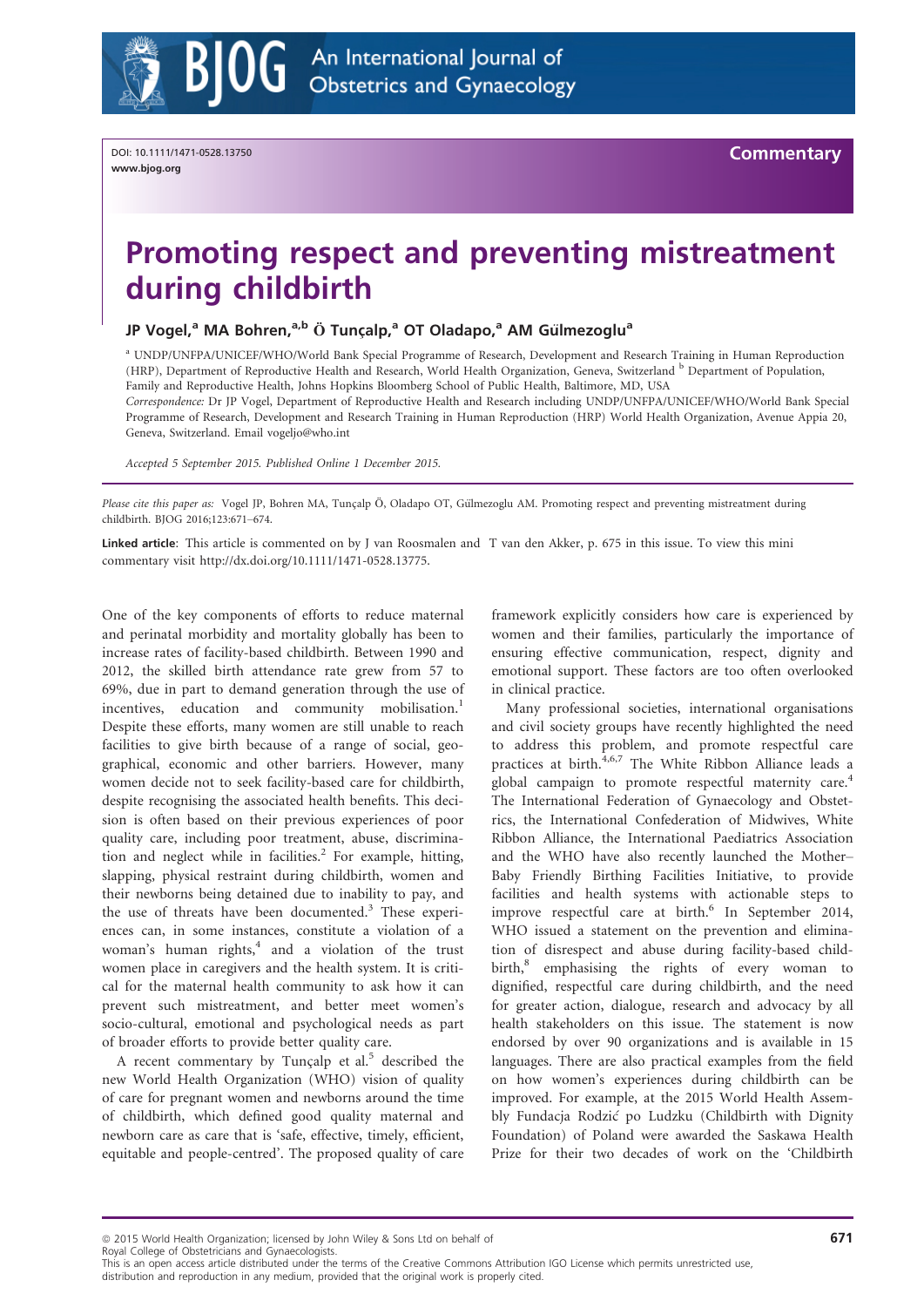DOI: 10.1111/1471-0528.13750
www.bjog.org

Commentary

# Promoting respect and preventing mistreatment during childbirth

**JP Vogel,[a] MA Bohren,[a,b] Ö Tunçalp,[a] OT Oladapo,[a] AM Gülmezoglu[a]**

[a] UNDP/UNFPA/UNICEF/WHO/World Bank Special Programme of Research, Development and Research Training in Human Reproduction (HRP), Department of Reproductive Health and Research, World Health Organization, Geneva, Switzerland [b] Department of Population, Family and Reproductive Health, Johns Hopkins Bloomberg School of Public Health, Baltimore, MD, USA

*Correspondence:* Dr JP Vogel, Department of Reproductive Health and Research including UNDP/UNFPA/UNICEF/WHO/World Bank Special Programme of Research, Development and Research Training in Human Reproduction (HRP) World Health Organization, Avenue Appia 20, Geneva, Switzerland. Email vogeljo@who.int

*Accepted 5 September 2015. Published Online 1 December 2015.*

*Please cite this paper as:* Vogel JP, Bohren MA, Tunçalp Ö, Oladapo OT, Gülmezoglu AM. Promoting respect and preventing mistreatment during childbirth. BJOG 2016;123:671–674.

**Linked article**: This article is commented on by J van Roosmalen and T van den Akker, p. 675 in this issue. To view this mini commentary visit http://dx.doi.org/10.1111/1471-0528.13775.

One of the key components of efforts to reduce maternal and perinatal morbidity and mortality globally has been to increase rates of facility-based childbirth. Between 1990 and 2012, the skilled birth attendance rate grew from 57 to 69%, due in part to demand generation through the use of incentives, education and community mobilisation.[1] Despite these efforts, many women are still unable to reach facilities to give birth because of a range of social, geographical, economic and other barriers. However, many women decide not to seek facility-based care for childbirth, despite recognising the associated health benefits. This decision is often based on their previous experiences of poor quality care, including poor treatment, abuse, discrimination and neglect while in facilities.[2] For example, hitting, slapping, physical restraint during childbirth, women and their newborns being detained due to inability to pay, and the use of threats have been documented.[3] These experiences can, in some instances, constitute a violation of a woman's human rights,[4] and a violation of the trust women place in caregivers and the health system. It is critical for the maternal health community to ask how it can prevent such mistreatment, and better meet women's socio-cultural, emotional and psychological needs as part of broader efforts to provide better quality care.

A recent commentary by Tunçalp et al.[5] described the new World Health Organization (WHO) vision of quality of care for pregnant women and newborns around the time of childbirth, which defined good quality maternal and newborn care as care that is 'safe, effective, timely, efficient, equitable and people-centred'. The proposed quality of care framework explicitly considers how care is experienced by women and their families, particularly the importance of ensuring effective communication, respect, dignity and emotional support. These factors are too often overlooked in clinical practice.

Many professional societies, international organisations and civil society groups have recently highlighted the need to address this problem, and promote respectful care practices at birth.[4,6,7] The White Ribbon Alliance leads a global campaign to promote respectful maternity care.[4] The International Federation of Gynaecology and Obstetrics, the International Confederation of Midwives, White Ribbon Alliance, the International Paediatrics Association and the WHO have also recently launched the Mother–Baby Friendly Birthing Facilities Initiative, to provide facilities and health systems with actionable steps to improve respectful care at birth.[6] In September 2014, WHO issued a statement on the prevention and elimination of disrespect and abuse during facility-based childbirth,[8] emphasising the rights of every woman to dignified, respectful care during childbirth, and the need for greater action, dialogue, research and advocacy by all health stakeholders on this issue. The statement is now endorsed by over 90 organizations and is available in 15 languages. There are also practical examples from the field on how women's experiences during childbirth can be improved. For example, at the 2015 World Health Assembly Fundacja Rodzić po Ludzku (Childbirth with Dignity Foundation) of Poland were awarded the Saskawa Health Prize for their two decades of work on the 'Childbirth

© 2015 World Health Organization; licensed by John Wiley & Sons Ltd on behalf of Royal College of Obstetricians and Gynaecologists.
This is an open access article distributed under the terms of the Creative Commons Attribution IGO License which permits unrestricted use, distribution and reproduction in any medium, provided that the original work is properly cited.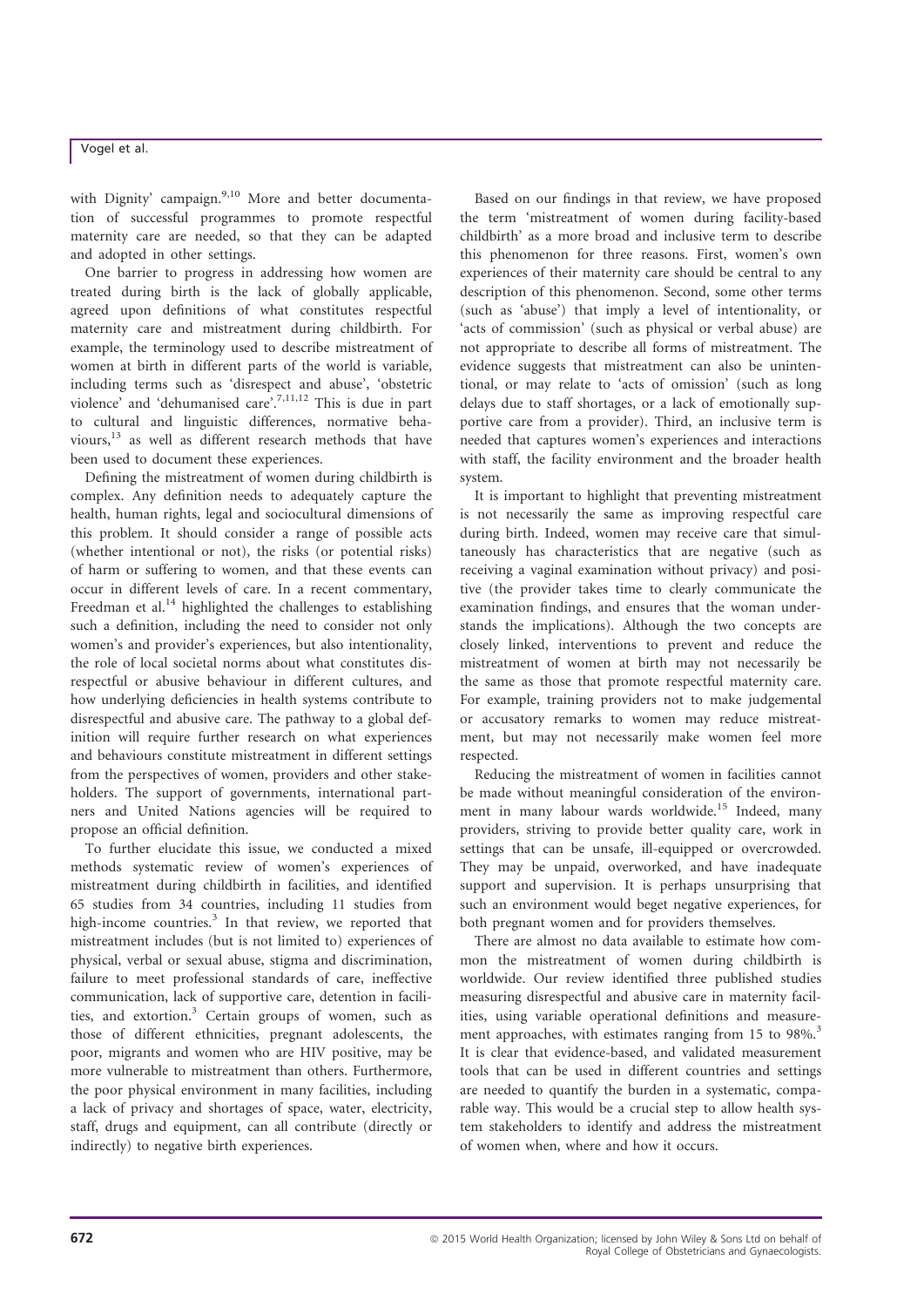with Dignity' campaign.[9,10] More and better documentation of successful programmes to promote respectful maternity care are needed, so that they can be adapted and adopted in other settings.

One barrier to progress in addressing how women are treated during birth is the lack of globally applicable, agreed upon definitions of what constitutes respectful maternity care and mistreatment during childbirth. For example, the terminology used to describe mistreatment of women at birth in different parts of the world is variable, including terms such as 'disrespect and abuse', 'obstetric violence' and 'dehumanised care'.[7,11,12] This is due in part to cultural and linguistic differences, normative behaviours,[13] as well as different research methods that have been used to document these experiences.

Defining the mistreatment of women during childbirth is complex. Any definition needs to adequately capture the health, human rights, legal and sociocultural dimensions of this problem. It should consider a range of possible acts (whether intentional or not), the risks (or potential risks) of harm or suffering to women, and that these events can occur in different levels of care. In a recent commentary, Freedman et al.[14] highlighted the challenges to establishing such a definition, including the need to consider not only women's and provider's experiences, but also intentionality, the role of local societal norms about what constitutes disrespectful or abusive behaviour in different cultures, and how underlying deficiencies in health systems contribute to disrespectful and abusive care. The pathway to a global definition will require further research on what experiences and behaviours constitute mistreatment in different settings from the perspectives of women, providers and other stakeholders. The support of governments, international partners and United Nations agencies will be required to propose an official definition.

To further elucidate this issue, we conducted a mixed methods systematic review of women's experiences of mistreatment during childbirth in facilities, and identified 65 studies from 34 countries, including 11 studies from high-income countries.[3] In that review, we reported that mistreatment includes (but is not limited to) experiences of physical, verbal or sexual abuse, stigma and discrimination, failure to meet professional standards of care, ineffective communication, lack of supportive care, detention in facilities, and extortion.[3] Certain groups of women, such as those of different ethnicities, pregnant adolescents, the poor, migrants and women who are HIV positive, may be more vulnerable to mistreatment than others. Furthermore, the poor physical environment in many facilities, including a lack of privacy and shortages of space, water, electricity, staff, drugs and equipment, can all contribute (directly or indirectly) to negative birth experiences.

Based on our findings in that review, we have proposed the term 'mistreatment of women during facility-based childbirth' as a more broad and inclusive term to describe this phenomenon for three reasons. First, women's own experiences of their maternity care should be central to any description of this phenomenon. Second, some other terms (such as 'abuse') that imply a level of intentionality, or 'acts of commission' (such as physical or verbal abuse) are not appropriate to describe all forms of mistreatment. The evidence suggests that mistreatment can also be unintentional, or may relate to 'acts of omission' (such as long delays due to staff shortages, or a lack of emotionally supportive care from a provider). Third, an inclusive term is needed that captures women's experiences and interactions with staff, the facility environment and the broader health system.

It is important to highlight that preventing mistreatment is not necessarily the same as improving respectful care during birth. Indeed, women may receive care that simultaneously has characteristics that are negative (such as receiving a vaginal examination without privacy) and positive (the provider takes time to clearly communicate the examination findings, and ensures that the woman understands the implications). Although the two concepts are closely linked, interventions to prevent and reduce the mistreatment of women at birth may not necessarily be the same as those that promote respectful maternity care. For example, training providers not to make judgemental or accusatory remarks to women may reduce mistreatment, but may not necessarily make women feel more respected.

Reducing the mistreatment of women in facilities cannot be made without meaningful consideration of the environment in many labour wards worldwide.[15] Indeed, many providers, striving to provide better quality care, work in settings that can be unsafe, ill-equipped or overcrowded. They may be unpaid, overworked, and have inadequate support and supervision. It is perhaps unsurprising that such an environment would beget negative experiences, for both pregnant women and for providers themselves.

There are almost no data available to estimate how common the mistreatment of women during childbirth is worldwide. Our review identified three published studies measuring disrespectful and abusive care in maternity facilities, using variable operational definitions and measurement approaches, with estimates ranging from 15 to 98%.[3] It is clear that evidence-based, and validated measurement tools that can be used in different countries and settings are needed to quantify the burden in a systematic, comparable way. This would be a crucial step to allow health system stakeholders to identify and address the mistreatment of women when, where and how it occurs.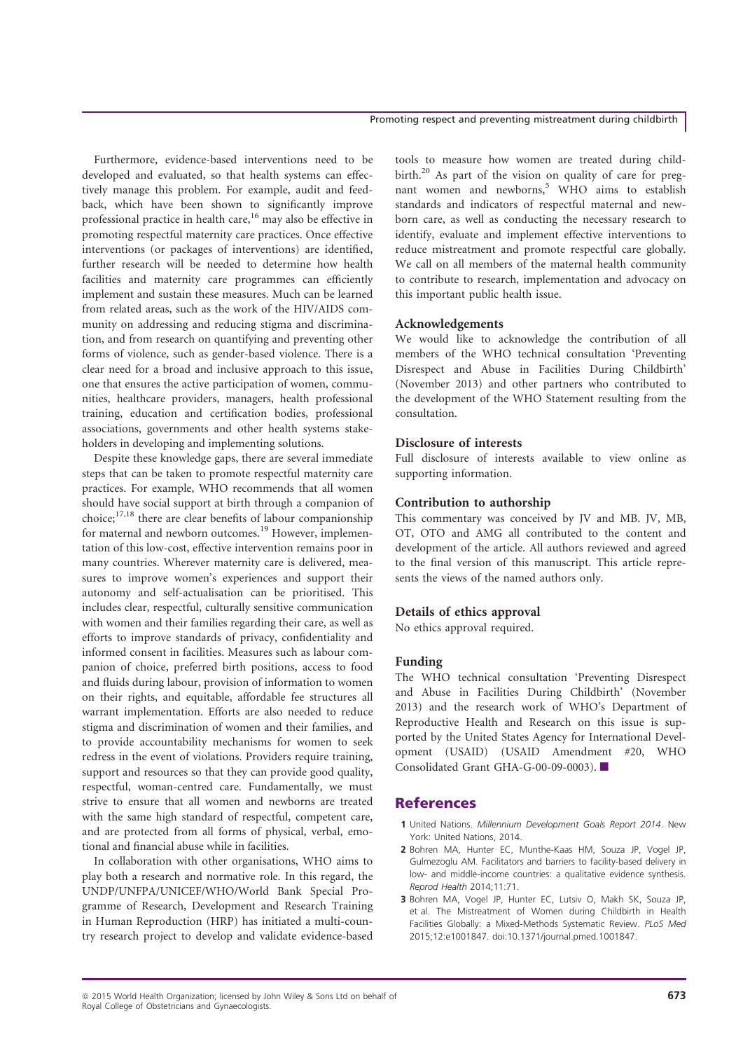Furthermore, evidence-based interventions need to be developed and evaluated, so that health systems can effectively manage this problem. For example, audit and feedback, which have been shown to significantly improve professional practice in health care,[16] may also be effective in promoting respectful maternity care practices. Once effective interventions (or packages of interventions) are identified, further research will be needed to determine how health facilities and maternity care programmes can efficiently implement and sustain these measures. Much can be learned from related areas, such as the work of the HIV/AIDS community on addressing and reducing stigma and discrimination, and from research on quantifying and preventing other forms of violence, such as gender-based violence. There is a clear need for a broad and inclusive approach to this issue, one that ensures the active participation of women, communities, healthcare providers, managers, health professional training, education and certification bodies, professional associations, governments and other health systems stakeholders in developing and implementing solutions.

Despite these knowledge gaps, there are several immediate steps that can be taken to promote respectful maternity care practices. For example, WHO recommends that all women should have social support at birth through a companion of choice;[17,18] there are clear benefits of labour companionship for maternal and newborn outcomes.[19] However, implementation of this low-cost, effective intervention remains poor in many countries. Wherever maternity care is delivered, measures to improve women's experiences and support their autonomy and self-actualisation can be prioritised. This includes clear, respectful, culturally sensitive communication with women and their families regarding their care, as well as efforts to improve standards of privacy, confidentiality and informed consent in facilities. Measures such as labour companion of choice, preferred birth positions, access to food and fluids during labour, provision of information to women on their rights, and equitable, affordable fee structures all warrant implementation. Efforts are also needed to reduce stigma and discrimination of women and their families, and to provide accountability mechanisms for women to seek redress in the event of violations. Providers require training, support and resources so that they can provide good quality, respectful, woman-centred care. Fundamentally, we must strive to ensure that all women and newborns are treated with the same high standard of respectful, competent care, and are protected from all forms of physical, verbal, emotional and financial abuse while in facilities.

In collaboration with other organisations, WHO aims to play both a research and normative role. In this regard, the UNDP/UNFPA/UNICEF/WHO/World Bank Special Programme of Research, Development and Research Training in Human Reproduction (HRP) has initiated a multi-country research project to develop and validate evidence-based tools to measure how women are treated during childbirth.[20] As part of the vision on quality of care for pregnant women and newborns,[5] WHO aims to establish standards and indicators of respectful maternal and newborn care, as well as conducting the necessary research to identify, evaluate and implement effective interventions to reduce mistreatment and promote respectful care globally. We call on all members of the maternal health community to contribute to research, implementation and advocacy on this important public health issue.

### Acknowledgements

We would like to acknowledge the contribution of all members of the WHO technical consultation 'Preventing Disrespect and Abuse in Facilities During Childbirth' (November 2013) and other partners who contributed to the development of the WHO Statement resulting from the consultation.

### Disclosure of interests

Full disclosure of interests available to view online as supporting information.

### Contribution to authorship

This commentary was conceived by JV and MB. JV, MB, OT, OTO and AMG all contributed to the content and development of the article. All authors reviewed and agreed to the final version of this manuscript. This article represents the views of the named authors only.

### Details of ethics approval

No ethics approval required.

### Funding

The WHO technical consultation 'Preventing Disrespect and Abuse in Facilities During Childbirth' (November 2013) and the research work of WHO's Department of Reproductive Health and Research on this issue is supported by the United States Agency for International Development (USAID) (USAID Amendment #20, WHO Consolidated Grant GHA-G-00-09-0003). ■

## References

1 United Nations. *Millennium Development Goals Report 2014*. New York: United Nations, 2014.

2 Bohren MA, Hunter EC, Munthe-Kaas HM, Souza JP, Vogel JP, Gulmezoglu AM. Facilitators and barriers to facility-based delivery in low- and middle-income countries: a qualitative evidence synthesis. *Reprod Health* 2014;11:71.

3 Bohren MA, Vogel JP, Hunter EC, Lutsiv O, Makh SK, Souza JP, et al. The Mistreatment of Women during Childbirth in Health Facilities Globally: a Mixed-Methods Systematic Review. *PLoS Med* 2015;12:e1001847. doi:10.1371/journal.pmed.1001847.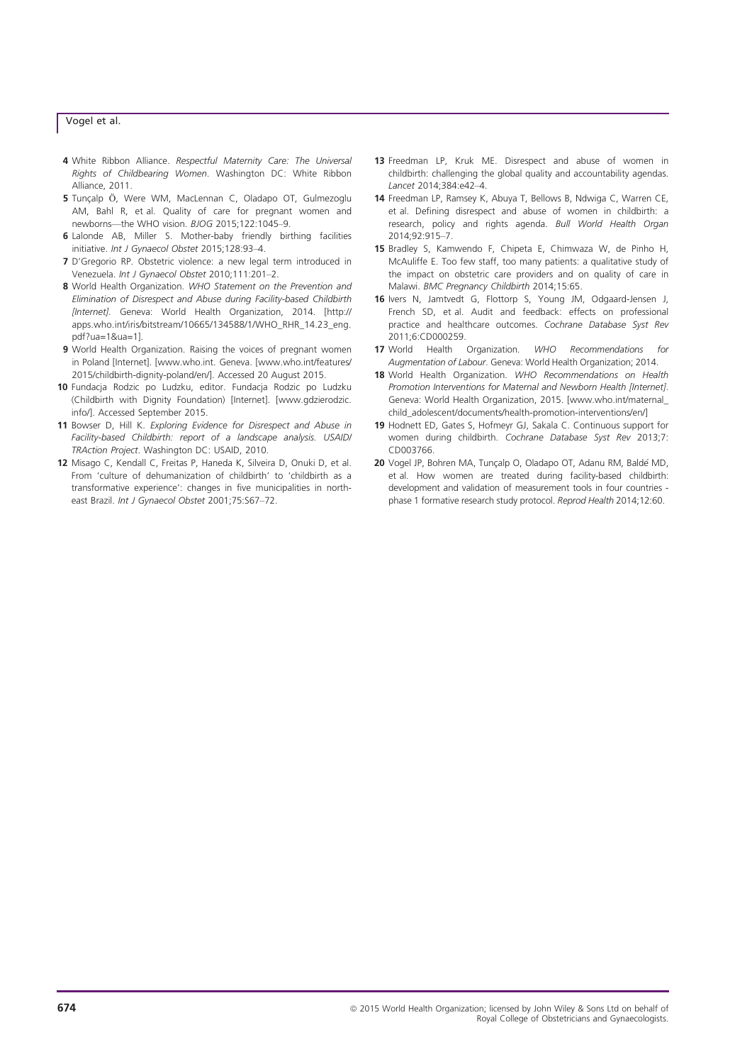4 White Ribbon Alliance. *Respectful Maternity Care: The Universal Rights of Childbearing Women*. Washington DC: White Ribbon Alliance, 2011.

5 Tunçalp Ö, Were WM, MacLennan C, Oladapo OT, Gulmezoglu AM, Bahl R, et al. Quality of care for pregnant women and newborns—the WHO vision. *BJOG* 2015;122:1045–9.

6 Lalonde AB, Miller S. Mother-baby friendly birthing facilities initiative. *Int J Gynaecol Obstet* 2015;128:93–4.

7 D'Gregorio RP. Obstetric violence: a new legal term introduced in Venezuela. *Int J Gynaecol Obstet* 2010;111:201–2.

8 World Health Organization. *WHO Statement on the Prevention and Elimination of Disrespect and Abuse during Facility-based Childbirth [Internet]*. Geneva: World Health Organization, 2014. [http://apps.who.int/iris/bitstream/10665/134588/1/WHO_RHR_14.23_eng.pdf?ua=1&ua=1].

9 World Health Organization. Raising the voices of pregnant women in Poland [Internet]. [www.who.int. Geneva. [www.who.int/features/2015/childbirth-dignity-poland/en/]. Accessed 20 August 2015.

10 Fundacja Rodzic po Ludzku, editor. Fundacja Rodzic po Ludzku (Childbirth with Dignity Foundation) [Internet]. [www.gdzierodzic.info/]. Accessed September 2015.

11 Bowser D, Hill K. *Exploring Evidence for Disrespect and Abuse in Facility-based Childbirth: report of a landscape analysis. USAID/TRAction Project*. Washington DC: USAID, 2010.

12 Misago C, Kendall C, Freitas P, Haneda K, Silveira D, Onuki D, et al. From 'culture of dehumanization of childbirth' to 'childbirth as a transformative experience': changes in five municipalities in north-east Brazil. *Int J Gynaecol Obstet* 2001;75:S67–72.

13 Freedman LP, Kruk ME. Disrespect and abuse of women in childbirth: challenging the global quality and accountability agendas. *Lancet* 2014;384:e42–4.

14 Freedman LP, Ramsey K, Abuya T, Bellows B, Ndwiga C, Warren CE, et al. Defining disrespect and abuse of women in childbirth: a research, policy and rights agenda. *Bull World Health Organ* 2014;92:915–7.

15 Bradley S, Kamwendo F, Chipeta E, Chimwaza W, de Pinho H, McAuliffe E. Too few staff, too many patients: a qualitative study of the impact on obstetric care providers and on quality of care in Malawi. *BMC Pregnancy Childbirth* 2014;15:65.

16 Ivers N, Jamtvedt G, Flottorp S, Young JM, Odgaard-Jensen J, French SD, et al. Audit and feedback: effects on professional practice and healthcare outcomes. *Cochrane Database Syst Rev* 2011;6:CD000259.

17 World Health Organization. *WHO Recommendations for Augmentation of Labour*. Geneva: World Health Organization; 2014.

18 World Health Organization. *WHO Recommendations on Health Promotion Interventions for Maternal and Newborn Health [Internet]*. Geneva: World Health Organization, 2015. [www.who.int/maternal_child_adolescent/documents/health-promotion-interventions/en/]

19 Hodnett ED, Gates S, Hofmeyr GJ, Sakala C. Continuous support for women during childbirth. *Cochrane Database Syst Rev* 2013;7:CD003766.

20 Vogel JP, Bohren MA, Tunçalp O, Oladapo OT, Adanu RM, Baldé MD, et al. How women are treated during facility-based childbirth: development and validation of measurement tools in four countries - phase 1 formative research study protocol. *Reprod Health* 2014;12:60.

© 2015 World Health Organization; licensed by John Wiley & Sons Ltd on behalf of Royal College of Obstetricians and Gynaecologists.